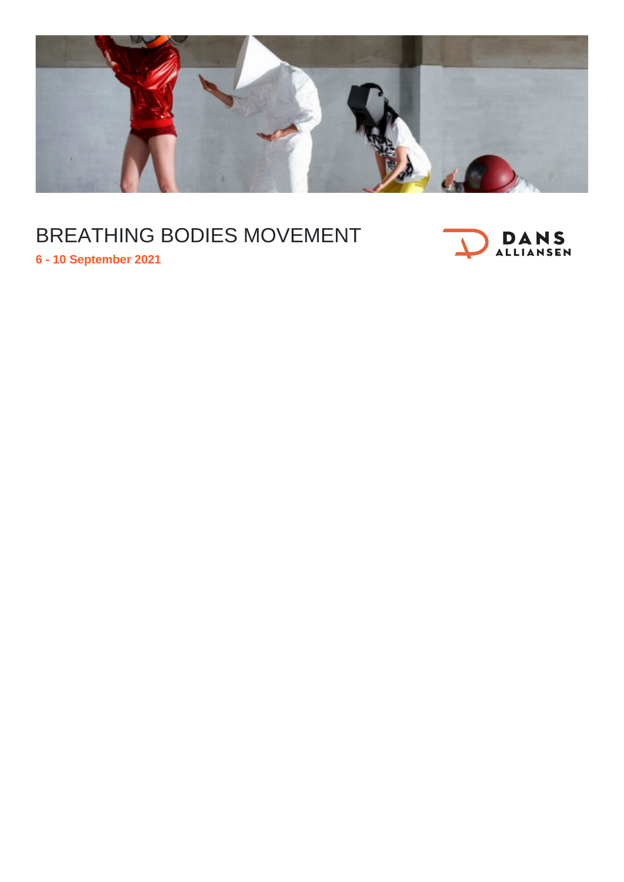# BREATHING BODIES MOVEMENT

**6 - 10 September 2021**

DANS ALLIANSEN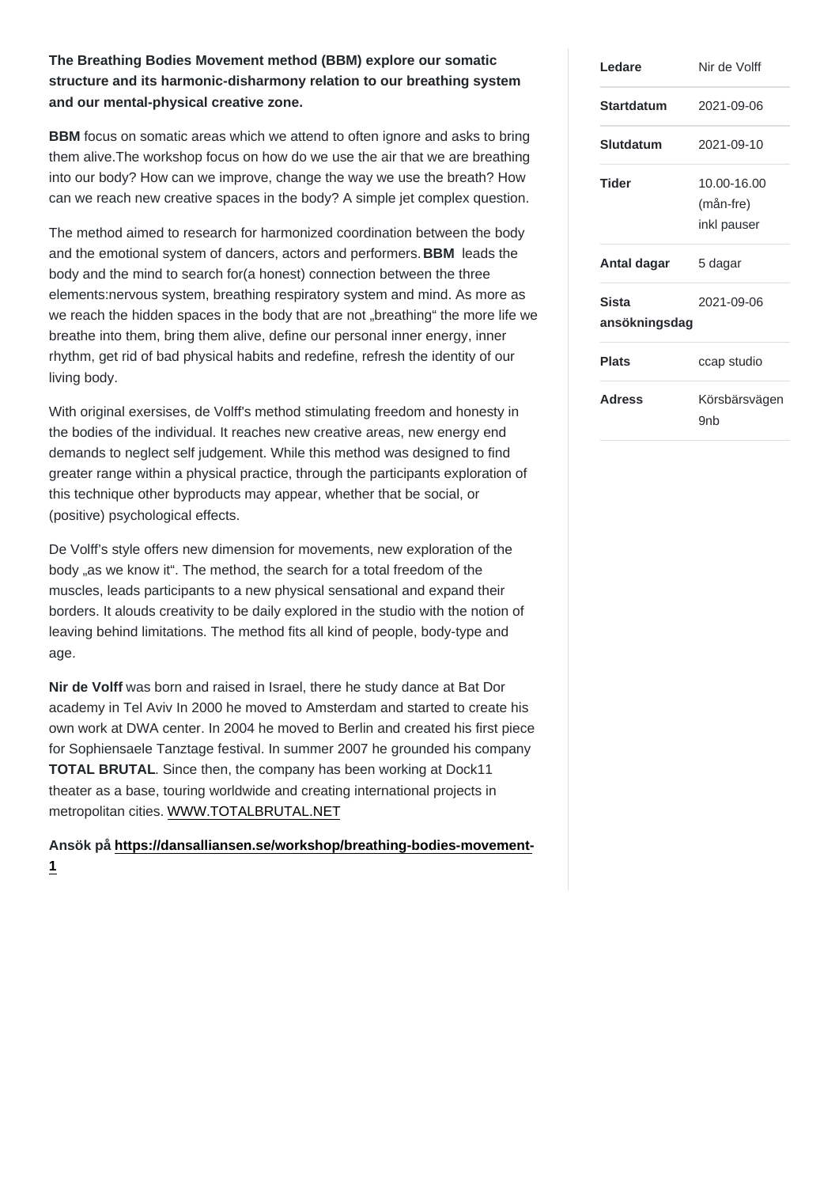**The Breathing Bodies Movement method (BBM) explore our somatic structure and its harmonic-disharmony relation to our breathing system and our mental-physical creative zone.**

**BBM** focus on somatic areas which we attend to often ignore and asks to bring them alive.The workshop focus on how do we use the air that we are breathing into our body? How can we improve, change the way we use the breath? How can we reach new creative spaces in the body? A simple jet complex question.

The method aimed to research for harmonized coordination between the body and the emotional system of dancers, actors and performers. **BBM** leads the body and the mind to search for(a honest) connection between the three elements:nervous system, breathing respiratory system and mind. As more as we reach the hidden spaces in the body that are not „breathing" the more life we breathe into them, bring them alive, define our personal inner energy, inner rhythm, get rid of bad physical habits and redefine, refresh the identity of our living body.

With original exersises, de Volff's method stimulating freedom and honesty in the bodies of the individual. It reaches new creative areas, new energy end demands to neglect self judgement. While this method was designed to find greater range within a physical practice, through the participants exploration of this technique other byproducts may appear, whether that be social, or (positive) psychological effects.

De Volff's style offers new dimension for movements, new exploration of the body „as we know it". The method, the search for a total freedom of the muscles, leads participants to a new physical sensational and expand their borders. It alouds creativity to be daily explored in the studio with the notion of leaving behind limitations. The method fits all kind of people, body-type and age.

**Nir de Volff** was born and raised in Israel, there he study dance at Bat Dor academy in Tel Aviv In 2000 he moved to Amsterdam and started to create his own work at DWA center. In 2004 he moved to Berlin and created his first piece for Sophiensaele Tanztage festival. In summer 2007 he grounded his company **TOTAL BRUTAL**. Since then, the company has been working at Dock11 theater as a base, touring worldwide and creating international projects in metropolitan cities. WWW.TOTALBRUTAL.NET

**Ansök på https://dansalliansen.se/workshop/breathing-bodies-movement-1**

| | |
|---|---|
| **Ledare** | Nir de Volff |
| **Startdatum** | 2021-09-06 |
| **Slutdatum** | 2021-09-10 |
| **Tider** | 10.00-16.00 (mån-fre) inkl pauser |
| **Antal dagar** | 5 dagar |
| **Sista ansökningsdag** | 2021-09-06 |
| **Plats** | ccap studio |
| **Adress** | Körsbärsvägen 9nb |